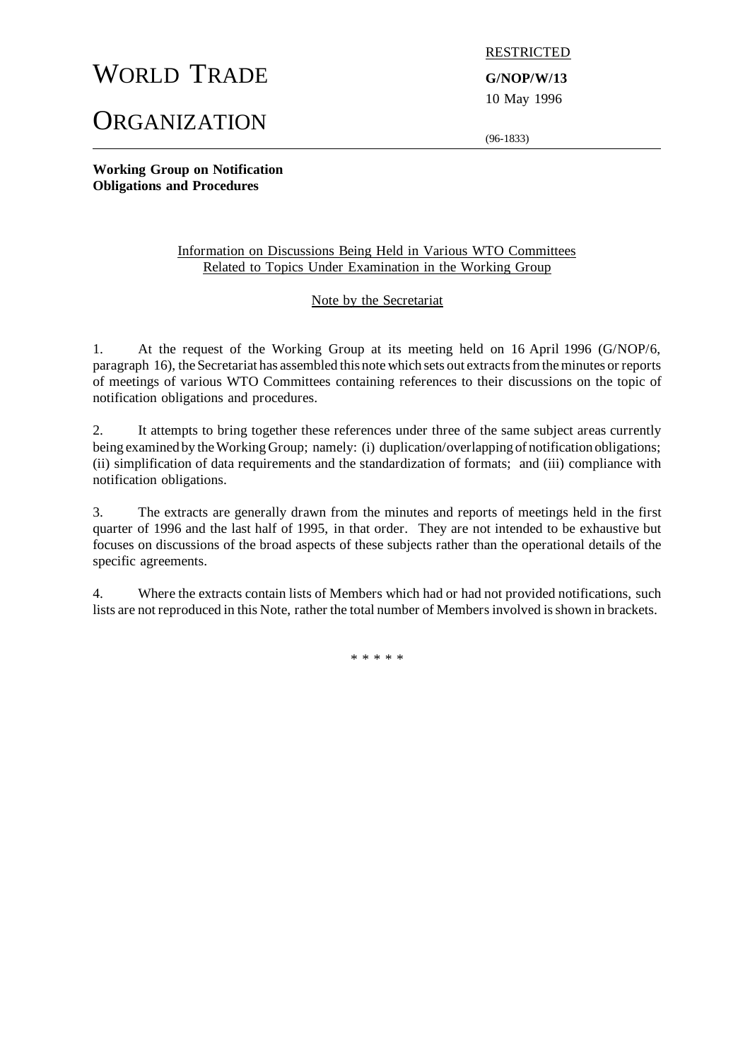# WORLD TRADE ORGANIZATION

RESTRICTED

**G/NOP/W/13**

10 May 1996

(96-1833)

**Working Group on Notification Obligations and Procedures**

Information on Discussions Being Held in Various WTO Committees Related to Topics Under Examination in the Working Group

Note by the Secretariat

1. At the request of the Working Group at its meeting held on 16 April 1996 (G/NOP/6, paragraph 16), the Secretariat has assembled this note which sets out extracts from the minutes or reports of meetings of various WTO Committees containing references to their discussions on the topic of notification obligations and procedures.

2. It attempts to bring together these references under three of the same subject areas currently being examined by the Working Group; namely: (i) duplication/overlapping of notification obligations; (ii) simplification of data requirements and the standardization of formats; and (iii) compliance with notification obligations.

3. The extracts are generally drawn from the minutes and reports of meetings held in the first quarter of 1996 and the last half of 1995, in that order. They are not intended to be exhaustive but focuses on discussions of the broad aspects of these subjects rather than the operational details of the specific agreements.

4. Where the extracts contain lists of Members which had or had not provided notifications, such lists are not reproduced in this Note, rather the total number of Members involved is shown in brackets.

\* \* \* \* \*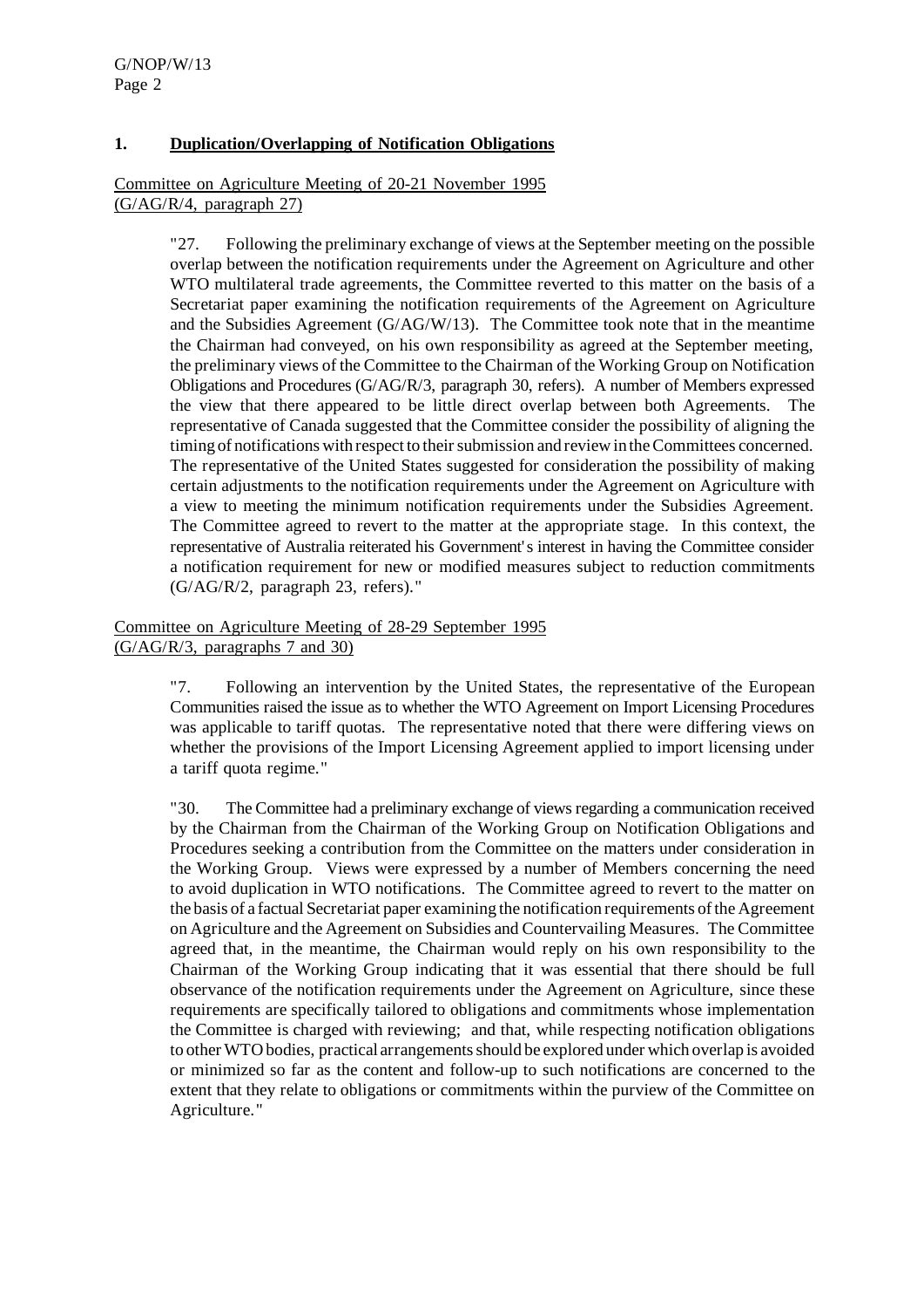## 1. <u>Duplication/Overlapping of Notification Obligations</u>

<u>Committee on Agriculture Meeting of 20-21 November 1995</u>
<u>(G/AG/R/4, paragraph 27)</u>

> "27. Following the preliminary exchange of views at the September meeting on the possible overlap between the notification requirements under the Agreement on Agriculture and other WTO multilateral trade agreements, the Committee reverted to this matter on the basis of a Secretariat paper examining the notification requirements of the Agreement on Agriculture and the Subsidies Agreement (G/AG/W/13). The Committee took note that in the meantime the Chairman had conveyed, on his own responsibility as agreed at the September meeting, the preliminary views of the Committee to the Chairman of the Working Group on Notification Obligations and Procedures (G/AG/R/3, paragraph 30, refers). A number of Members expressed the view that there appeared to be little direct overlap between both Agreements. The representative of Canada suggested that the Committee consider the possibility of aligning the timing of notifications with respect to their submission and review in the Committees concerned. The representative of the United States suggested for consideration the possibility of making certain adjustments to the notification requirements under the Agreement on Agriculture with a view to meeting the minimum notification requirements under the Subsidies Agreement. The Committee agreed to revert to the matter at the appropriate stage. In this context, the representative of Australia reiterated his Government's interest in having the Committee consider a notification requirement for new or modified measures subject to reduction commitments (G/AG/R/2, paragraph 23, refers)."

<u>Committee on Agriculture Meeting of 28-29 September 1995</u>
<u>(G/AG/R/3, paragraphs 7 and 30)</u>

> "7. Following an intervention by the United States, the representative of the European Communities raised the issue as to whether the WTO Agreement on Import Licensing Procedures was applicable to tariff quotas. The representative noted that there were differing views on whether the provisions of the Import Licensing Agreement applied to import licensing under a tariff quota regime."

> "30. The Committee had a preliminary exchange of views regarding a communication received by the Chairman from the Chairman of the Working Group on Notification Obligations and Procedures seeking a contribution from the Committee on the matters under consideration in the Working Group. Views were expressed by a number of Members concerning the need to avoid duplication in WTO notifications. The Committee agreed to revert to the matter on the basis of a factual Secretariat paper examining the notification requirements of the Agreement on Agriculture and the Agreement on Subsidies and Countervailing Measures. The Committee agreed that, in the meantime, the Chairman would reply on his own responsibility to the Chairman of the Working Group indicating that it was essential that there should be full observance of the notification requirements under the Agreement on Agriculture, since these requirements are specifically tailored to obligations and commitments whose implementation the Committee is charged with reviewing; and that, while respecting notification obligations to other WTO bodies, practical arrangements should be explored under which overlap is avoided or minimized so far as the content and follow-up to such notifications are concerned to the extent that they relate to obligations or commitments within the purview of the Committee on Agriculture."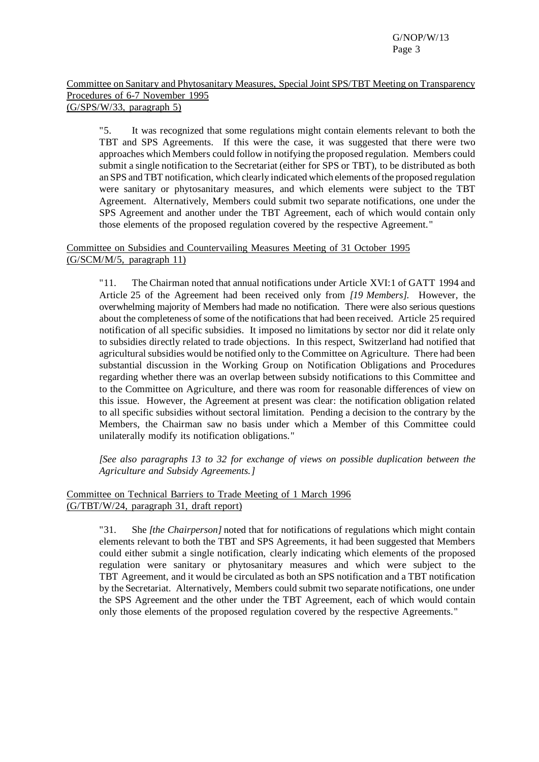<u>Committee on Sanitary and Phytosanitary Measures, Special Joint SPS/TBT Meeting on Transparency Procedures of 6-7 November 1995</u>
<u>(G/SPS/W/33, paragraph 5)</u>

> "5. It was recognized that some regulations might contain elements relevant to both the TBT and SPS Agreements. If this were the case, it was suggested that there were two approaches which Members could follow in notifying the proposed regulation. Members could submit a single notification to the Secretariat (either for SPS or TBT), to be distributed as both an SPS and TBT notification, which clearly indicated which elements of the proposed regulation were sanitary or phytosanitary measures, and which elements were subject to the TBT Agreement. Alternatively, Members could submit two separate notifications, one under the SPS Agreement and another under the TBT Agreement, each of which would contain only those elements of the proposed regulation covered by the respective Agreement."

<u>Committee on Subsidies and Countervailing Measures Meeting of 31 October 1995</u>
<u>(G/SCM/M/5, paragraph 11)</u>

> "11. The Chairman noted that annual notifications under Article XVI:1 of GATT 1994 and Article 25 of the Agreement had been received only from *[19 Members].* However, the overwhelming majority of Members had made no notification. There were also serious questions about the completeness of some of the notifications that had been received. Article 25 required notification of all specific subsidies. It imposed no limitations by sector nor did it relate only to subsidies directly related to trade objections. In this respect, Switzerland had notified that agricultural subsidies would be notified only to the Committee on Agriculture. There had been substantial discussion in the Working Group on Notification Obligations and Procedures regarding whether there was an overlap between subsidy notifications to this Committee and to the Committee on Agriculture, and there was room for reasonable differences of view on this issue. However, the Agreement at present was clear: the notification obligation related to all specific subsidies without sectoral limitation. Pending a decision to the contrary by the Members, the Chairman saw no basis under which a Member of this Committee could unilaterally modify its notification obligations."
>
> *[See also paragraphs 13 to 32 for exchange of views on possible duplication between the Agriculture and Subsidy Agreements.]*

<u>Committee on Technical Barriers to Trade Meeting of 1 March 1996</u>
<u>(G/TBT/W/24, paragraph 31, draft report)</u>

> "31. She *[the Chairperson]* noted that for notifications of regulations which might contain elements relevant to both the TBT and SPS Agreements, it had been suggested that Members could either submit a single notification, clearly indicating which elements of the proposed regulation were sanitary or phytosanitary measures and which were subject to the TBT Agreement, and it would be circulated as both an SPS notification and a TBT notification by the Secretariat. Alternatively, Members could submit two separate notifications, one under the SPS Agreement and the other under the TBT Agreement, each of which would contain only those elements of the proposed regulation covered by the respective Agreements."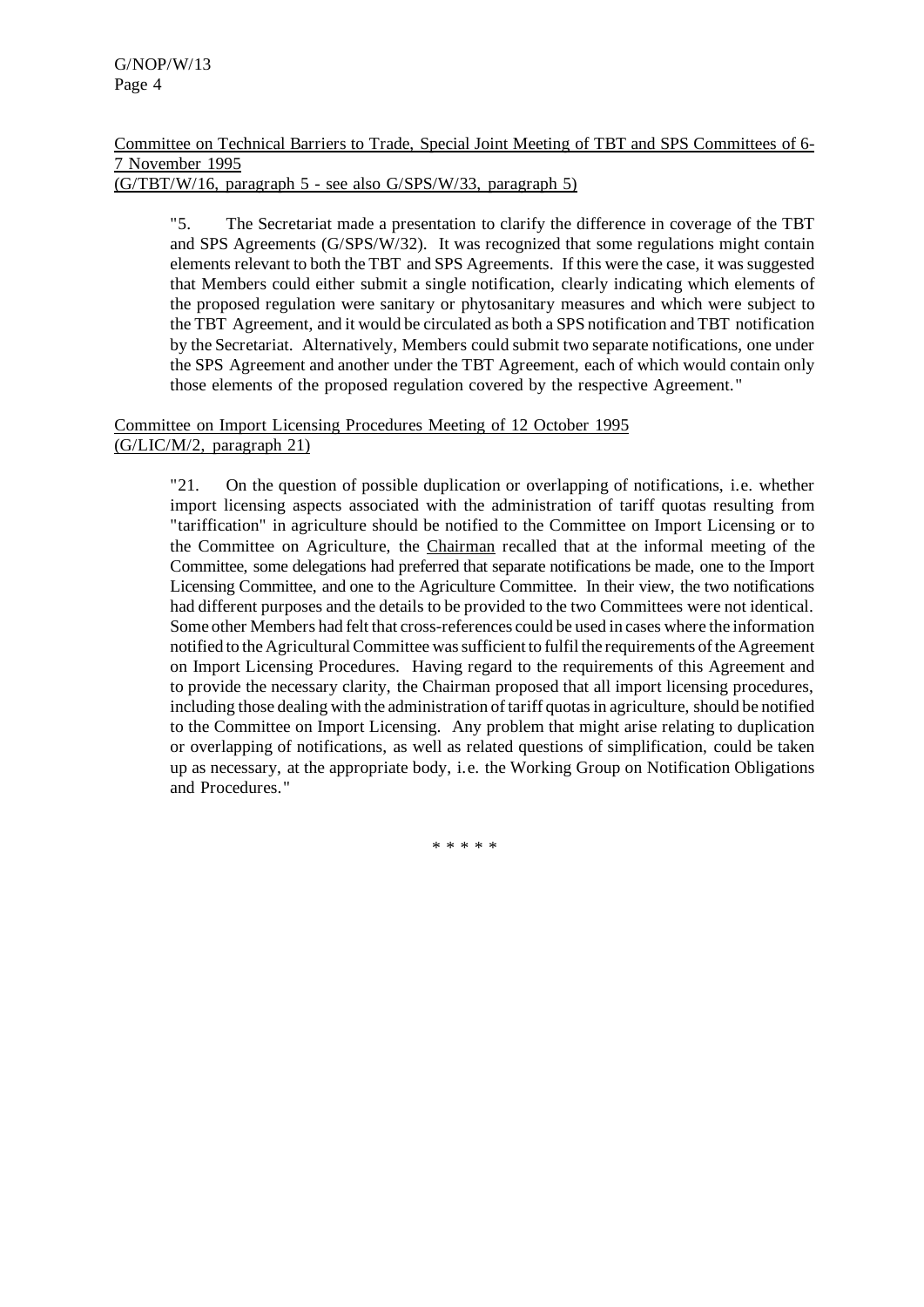Committee on Technical Barriers to Trade, Special Joint Meeting of TBT and SPS Committees of 6-7 November 1995
(G/TBT/W/16, paragraph 5 - see also G/SPS/W/33, paragraph 5)

> "5. The Secretariat made a presentation to clarify the difference in coverage of the TBT and SPS Agreements (G/SPS/W/32). It was recognized that some regulations might contain elements relevant to both the TBT and SPS Agreements. If this were the case, it was suggested that Members could either submit a single notification, clearly indicating which elements of the proposed regulation were sanitary or phytosanitary measures and which were subject to the TBT Agreement, and it would be circulated as both a SPS notification and TBT notification by the Secretariat. Alternatively, Members could submit two separate notifications, one under the SPS Agreement and another under the TBT Agreement, each of which would contain only those elements of the proposed regulation covered by the respective Agreement."

Committee on Import Licensing Procedures Meeting of 12 October 1995
(G/LIC/M/2, paragraph 21)

> "21. On the question of possible duplication or overlapping of notifications, i.e. whether import licensing aspects associated with the administration of tariff quotas resulting from "tariffication" in agriculture should be notified to the Committee on Import Licensing or to the Committee on Agriculture, the Chairman recalled that at the informal meeting of the Committee, some delegations had preferred that separate notifications be made, one to the Import Licensing Committee, and one to the Agriculture Committee. In their view, the two notifications had different purposes and the details to be provided to the two Committees were not identical. Some other Members had felt that cross-references could be used in cases where the information notified to the Agricultural Committee was sufficient to fulfil the requirements of the Agreement on Import Licensing Procedures. Having regard to the requirements of this Agreement and to provide the necessary clarity, the Chairman proposed that all import licensing procedures, including those dealing with the administration of tariff quotas in agriculture, should be notified to the Committee on Import Licensing. Any problem that might arise relating to duplication or overlapping of notifications, as well as related questions of simplification, could be taken up as necessary, at the appropriate body, i.e. the Working Group on Notification Obligations and Procedures."

\* \* \* \* \*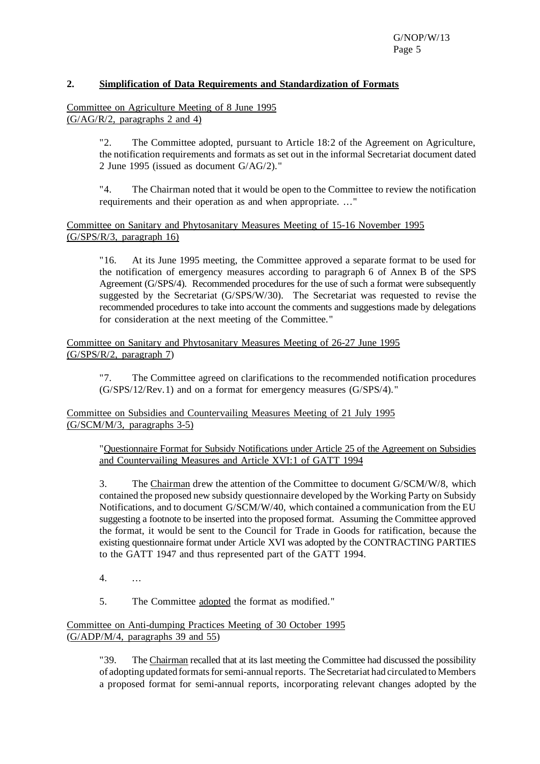## 2. Simplification of Data Requirements and Standardization of Formats

Committee on Agriculture Meeting of 8 June 1995
(G/AG/R/2, paragraphs 2 and 4)

> "2. The Committee adopted, pursuant to Article 18:2 of the Agreement on Agriculture, the notification requirements and formats as set out in the informal Secretariat document dated 2 June 1995 (issued as document G/AG/2)."
>
> "4. The Chairman noted that it would be open to the Committee to review the notification requirements and their operation as and when appropriate. …"

Committee on Sanitary and Phytosanitary Measures Meeting of 15-16 November 1995
(G/SPS/R/3, paragraph 16)

> "16. At its June 1995 meeting, the Committee approved a separate format to be used for the notification of emergency measures according to paragraph 6 of Annex B of the SPS Agreement (G/SPS/4). Recommended procedures for the use of such a format were subsequently suggested by the Secretariat (G/SPS/W/30). The Secretariat was requested to revise the recommended procedures to take into account the comments and suggestions made by delegations for consideration at the next meeting of the Committee."

Committee on Sanitary and Phytosanitary Measures Meeting of 26-27 June 1995
(G/SPS/R/2, paragraph 7)

> "7. The Committee agreed on clarifications to the recommended notification procedures (G/SPS/12/Rev.1) and on a format for emergency measures (G/SPS/4)."

Committee on Subsidies and Countervailing Measures Meeting of 21 July 1995
(G/SCM/M/3, paragraphs 3-5)

> "Questionnaire Format for Subsidy Notifications under Article 25 of the Agreement on Subsidies and Countervailing Measures and Article XVI:1 of GATT 1994
>
> 3. The Chairman drew the attention of the Committee to document G/SCM/W/8, which contained the proposed new subsidy questionnaire developed by the Working Party on Subsidy Notifications, and to document G/SCM/W/40, which contained a communication from the EU suggesting a footnote to be inserted into the proposed format. Assuming the Committee approved the format, it would be sent to the Council for Trade in Goods for ratification, because the existing questionnaire format under Article XVI was adopted by the CONTRACTING PARTIES to the GATT 1947 and thus represented part of the GATT 1994.
>
> 4. …
>
> 5. The Committee adopted the format as modified."

Committee on Anti-dumping Practices Meeting of 30 October 1995
(G/ADP/M/4, paragraphs 39 and 55)

> "39. The Chairman recalled that at its last meeting the Committee had discussed the possibility of adopting updated formats for semi-annual reports. The Secretariat had circulated to Members a proposed format for semi-annual reports, incorporating relevant changes adopted by the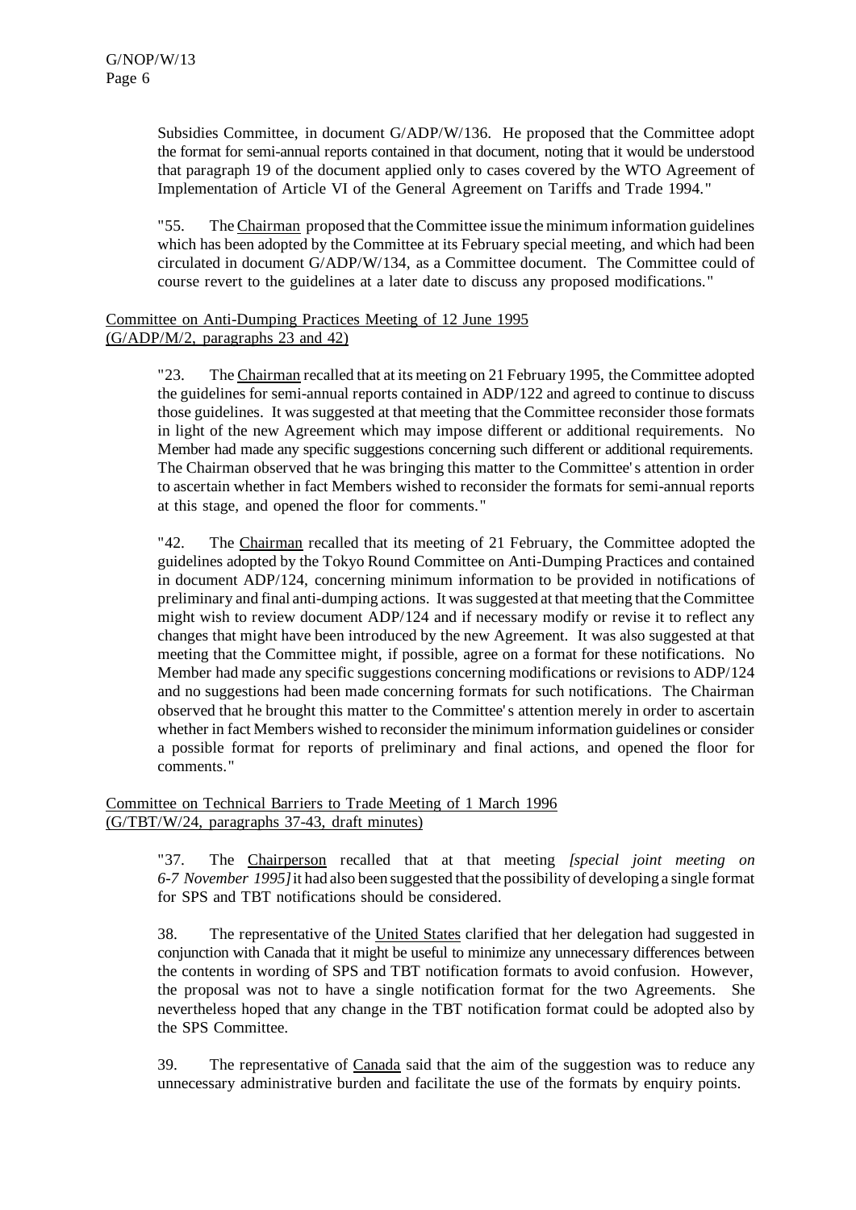Subsidies Committee, in document G/ADP/W/136. He proposed that the Committee adopt the format for semi-annual reports contained in that document, noting that it would be understood that paragraph 19 of the document applied only to cases covered by the WTO Agreement of Implementation of Article VI of the General Agreement on Tariffs and Trade 1994."

"55. The Chairman proposed that the Committee issue the minimum information guidelines which has been adopted by the Committee at its February special meeting, and which had been circulated in document G/ADP/W/134, as a Committee document. The Committee could of course revert to the guidelines at a later date to discuss any proposed modifications."

Committee on Anti-Dumping Practices Meeting of 12 June 1995
(G/ADP/M/2, paragraphs 23 and 42)

"23. The Chairman recalled that at its meeting on 21 February 1995, the Committee adopted the guidelines for semi-annual reports contained in ADP/122 and agreed to continue to discuss those guidelines. It was suggested at that meeting that the Committee reconsider those formats in light of the new Agreement which may impose different or additional requirements. No Member had made any specific suggestions concerning such different or additional requirements. The Chairman observed that he was bringing this matter to the Committee's attention in order to ascertain whether in fact Members wished to reconsider the formats for semi-annual reports at this stage, and opened the floor for comments."

"42. The Chairman recalled that its meeting of 21 February, the Committee adopted the guidelines adopted by the Tokyo Round Committee on Anti-Dumping Practices and contained in document ADP/124, concerning minimum information to be provided in notifications of preliminary and final anti-dumping actions. It was suggested at that meeting that the Committee might wish to review document ADP/124 and if necessary modify or revise it to reflect any changes that might have been introduced by the new Agreement. It was also suggested at that meeting that the Committee might, if possible, agree on a format for these notifications. No Member had made any specific suggestions concerning modifications or revisions to ADP/124 and no suggestions had been made concerning formats for such notifications. The Chairman observed that he brought this matter to the Committee's attention merely in order to ascertain whether in fact Members wished to reconsider the minimum information guidelines or consider a possible format for reports of preliminary and final actions, and opened the floor for comments."

Committee on Technical Barriers to Trade Meeting of 1 March 1996
(G/TBT/W/24, paragraphs 37-43, draft minutes)

"37. The Chairperson recalled that at that meeting *[special joint meeting on 6-7 November 1995]* it had also been suggested that the possibility of developing a single format for SPS and TBT notifications should be considered.

38. The representative of the United States clarified that her delegation had suggested in conjunction with Canada that it might be useful to minimize any unnecessary differences between the contents in wording of SPS and TBT notification formats to avoid confusion. However, the proposal was not to have a single notification format for the two Agreements. She nevertheless hoped that any change in the TBT notification format could be adopted also by the SPS Committee.

39. The representative of Canada said that the aim of the suggestion was to reduce any unnecessary administrative burden and facilitate the use of the formats by enquiry points.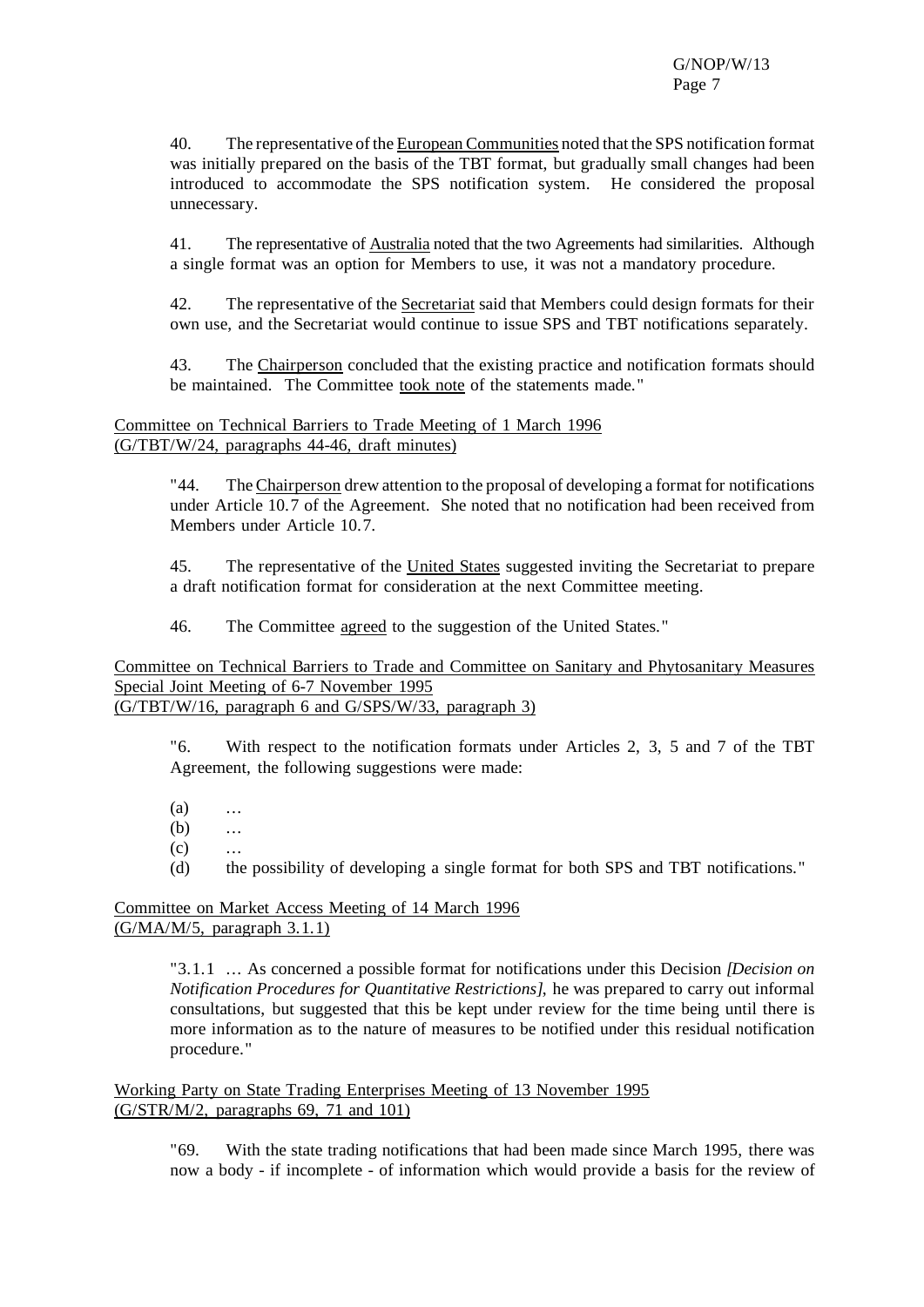40. The representative of the European Communities noted that the SPS notification format was initially prepared on the basis of the TBT format, but gradually small changes had been introduced to accommodate the SPS notification system. He considered the proposal unnecessary.

41. The representative of Australia noted that the two Agreements had similarities. Although a single format was an option for Members to use, it was not a mandatory procedure.

42. The representative of the Secretariat said that Members could design formats for their own use, and the Secretariat would continue to issue SPS and TBT notifications separately.

43. The Chairperson concluded that the existing practice and notification formats should be maintained. The Committee took note of the statements made."

Committee on Technical Barriers to Trade Meeting of 1 March 1996
(G/TBT/W/24, paragraphs 44-46, draft minutes)

> "44. The Chairperson drew attention to the proposal of developing a format for notifications under Article 10.7 of the Agreement. She noted that no notification had been received from Members under Article 10.7.
>
> 45. The representative of the United States suggested inviting the Secretariat to prepare a draft notification format for consideration at the next Committee meeting.
>
> 46. The Committee agreed to the suggestion of the United States."

Committee on Technical Barriers to Trade and Committee on Sanitary and Phytosanitary Measures Special Joint Meeting of 6-7 November 1995
(G/TBT/W/16, paragraph 6 and G/SPS/W/33, paragraph 3)

> "6. With respect to the notification formats under Articles 2, 3, 5 and 7 of the TBT Agreement, the following suggestions were made:
>
> (a) …
> (b) …
> (c) …
> (d) the possibility of developing a single format for both SPS and TBT notifications."

Committee on Market Access Meeting of 14 March 1996
(G/MA/M/5, paragraph 3.1.1)

> "3.1.1 … As concerned a possible format for notifications under this Decision *[Decision on Notification Procedures for Quantitative Restrictions]*, he was prepared to carry out informal consultations, but suggested that this be kept under review for the time being until there is more information as to the nature of measures to be notified under this residual notification procedure."

Working Party on State Trading Enterprises Meeting of 13 November 1995
(G/STR/M/2, paragraphs 69, 71 and 101)

> "69. With the state trading notifications that had been made since March 1995, there was now a body - if incomplete - of information which would provide a basis for the review of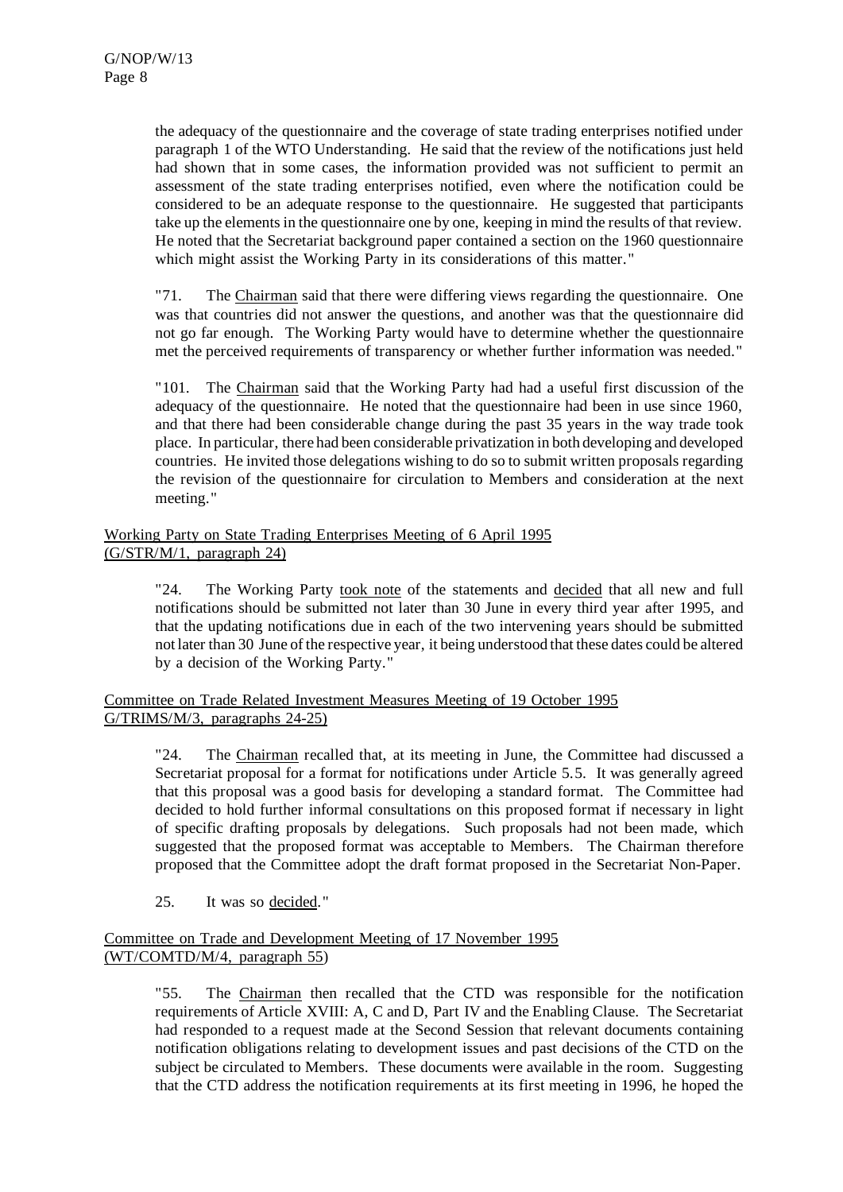the adequacy of the questionnaire and the coverage of state trading enterprises notified under paragraph 1 of the WTO Understanding. He said that the review of the notifications just held had shown that in some cases, the information provided was not sufficient to permit an assessment of the state trading enterprises notified, even where the notification could be considered to be an adequate response to the questionnaire. He suggested that participants take up the elements in the questionnaire one by one, keeping in mind the results of that review. He noted that the Secretariat background paper contained a section on the 1960 questionnaire which might assist the Working Party in its considerations of this matter."

"71. The Chairman said that there were differing views regarding the questionnaire. One was that countries did not answer the questions, and another was that the questionnaire did not go far enough. The Working Party would have to determine whether the questionnaire met the perceived requirements of transparency or whether further information was needed."

"101. The Chairman said that the Working Party had had a useful first discussion of the adequacy of the questionnaire. He noted that the questionnaire had been in use since 1960, and that there had been considerable change during the past 35 years in the way trade took place. In particular, there had been considerable privatization in both developing and developed countries. He invited those delegations wishing to do so to submit written proposals regarding the revision of the questionnaire for circulation to Members and consideration at the next meeting."

Working Party on State Trading Enterprises Meeting of 6 April 1995
(G/STR/M/1, paragraph 24)

"24. The Working Party took note of the statements and decided that all new and full notifications should be submitted not later than 30 June in every third year after 1995, and that the updating notifications due in each of the two intervening years should be submitted not later than 30 June of the respective year, it being understood that these dates could be altered by a decision of the Working Party."

Committee on Trade Related Investment Measures Meeting of 19 October 1995
G/TRIMS/M/3, paragraphs 24-25)

"24. The Chairman recalled that, at its meeting in June, the Committee had discussed a Secretariat proposal for a format for notifications under Article 5.5. It was generally agreed that this proposal was a good basis for developing a standard format. The Committee had decided to hold further informal consultations on this proposed format if necessary in light of specific drafting proposals by delegations. Such proposals had not been made, which suggested that the proposed format was acceptable to Members. The Chairman therefore proposed that the Committee adopt the draft format proposed in the Secretariat Non-Paper.

25. It was so decided."

Committee on Trade and Development Meeting of 17 November 1995
(WT/COMTD/M/4, paragraph 55)

"55. The Chairman then recalled that the CTD was responsible for the notification requirements of Article XVIII: A, C and D, Part IV and the Enabling Clause. The Secretariat had responded to a request made at the Second Session that relevant documents containing notification obligations relating to development issues and past decisions of the CTD on the subject be circulated to Members. These documents were available in the room. Suggesting that the CTD address the notification requirements at its first meeting in 1996, he hoped the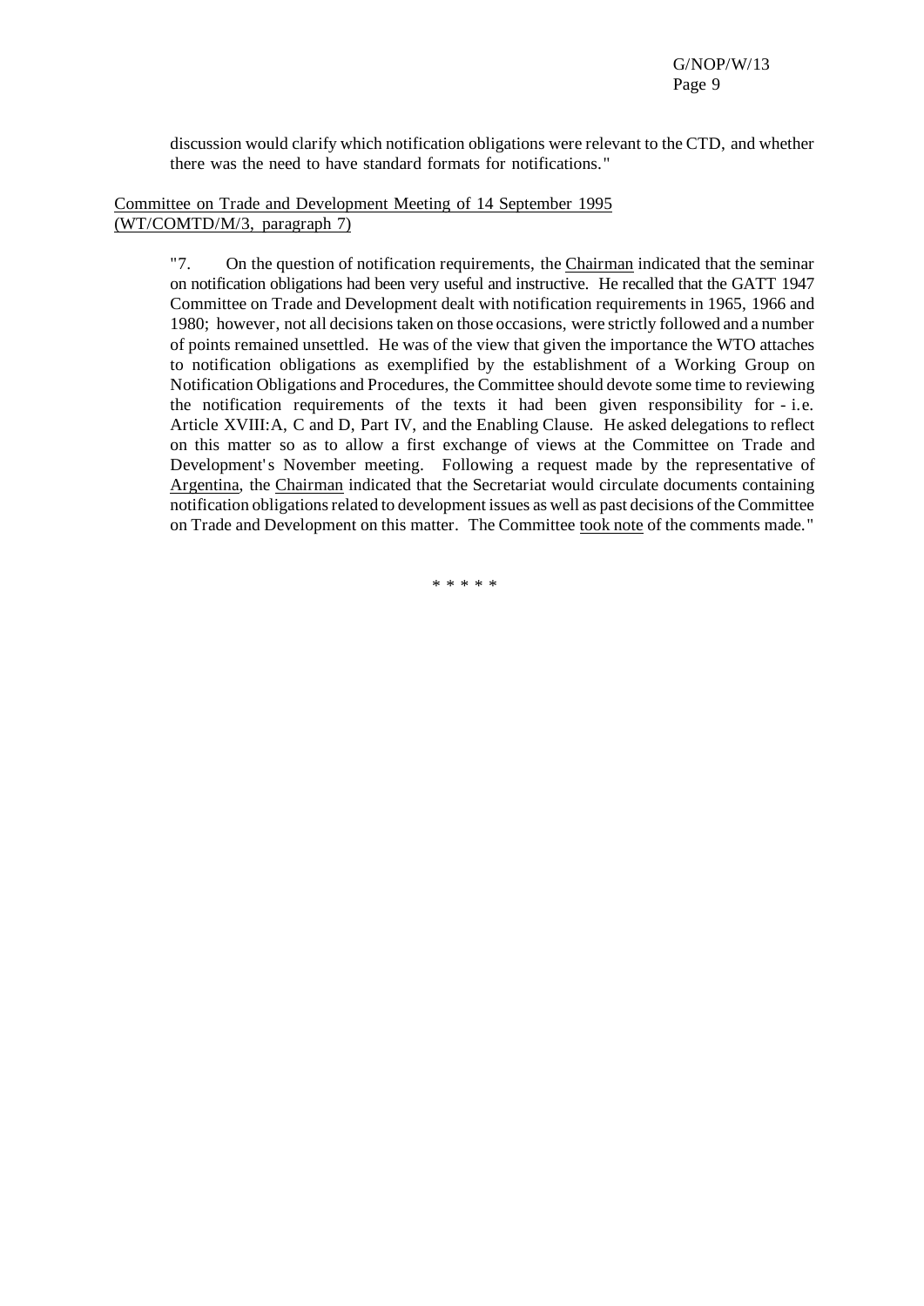discussion would clarify which notification obligations were relevant to the CTD, and whether there was the need to have standard formats for notifications."

Committee on Trade and Development Meeting of 14 September 1995 (WT/COMTD/M/3, paragraph 7)

> "7. On the question of notification requirements, the Chairman indicated that the seminar on notification obligations had been very useful and instructive. He recalled that the GATT 1947 Committee on Trade and Development dealt with notification requirements in 1965, 1966 and 1980; however, not all decisions taken on those occasions, were strictly followed and a number of points remained unsettled. He was of the view that given the importance the WTO attaches to notification obligations as exemplified by the establishment of a Working Group on Notification Obligations and Procedures, the Committee should devote some time to reviewing the notification requirements of the texts it had been given responsibility for - i.e. Article XVIII:A, C and D, Part IV, and the Enabling Clause. He asked delegations to reflect on this matter so as to allow a first exchange of views at the Committee on Trade and Development's November meeting. Following a request made by the representative of Argentina, the Chairman indicated that the Secretariat would circulate documents containing notification obligations related to development issues as well as past decisions of the Committee on Trade and Development on this matter. The Committee took note of the comments made."

\* \* \* \* \*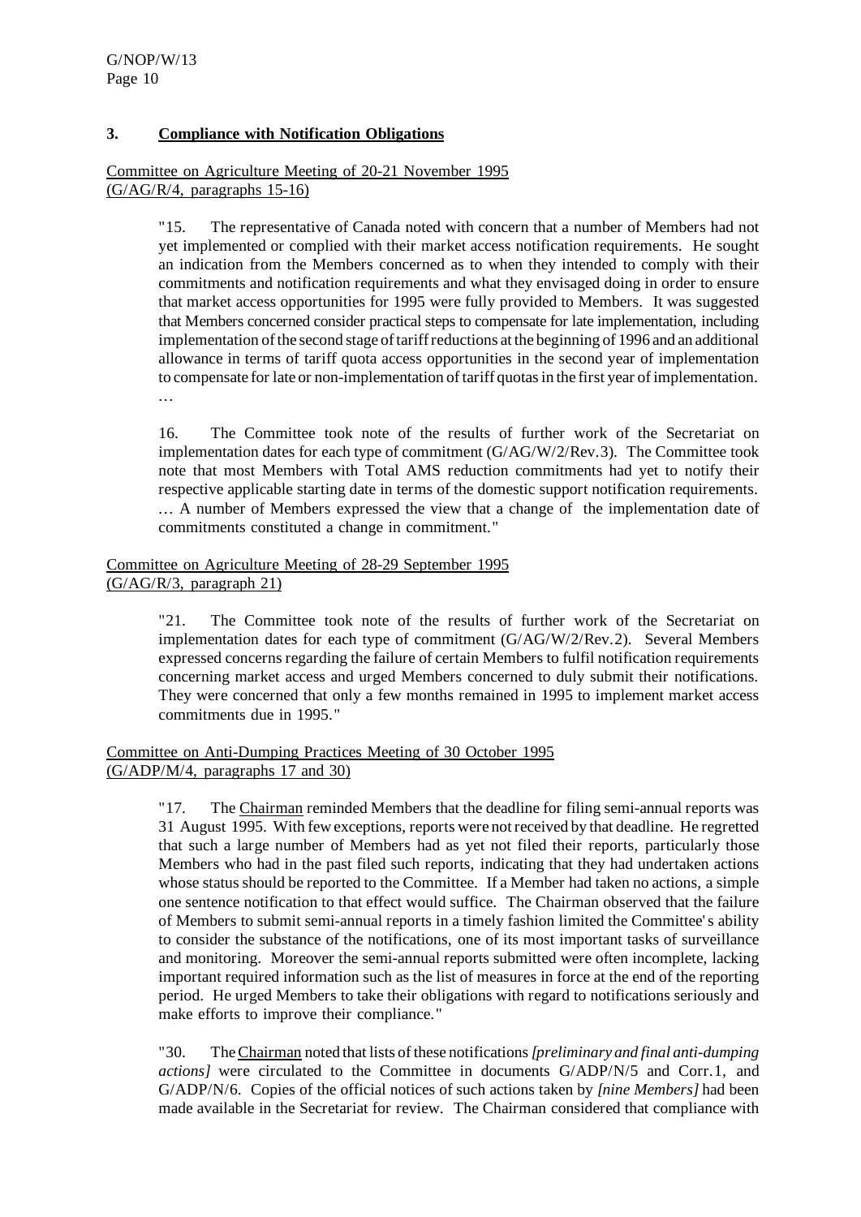### 3. Compliance with Notification Obligations

Committee on Agriculture Meeting of 20-21 November 1995
(G/AG/R/4, paragraphs 15-16)

> "15. The representative of Canada noted with concern that a number of Members had not yet implemented or complied with their market access notification requirements. He sought an indication from the Members concerned as to when they intended to comply with their commitments and notification requirements and what they envisaged doing in order to ensure that market access opportunities for 1995 were fully provided to Members. It was suggested that Members concerned consider practical steps to compensate for late implementation, including implementation of the second stage of tariff reductions at the beginning of 1996 and an additional allowance in terms of tariff quota access opportunities in the second year of implementation to compensate for late or non-implementation of tariff quotas in the first year of implementation. …
>
> 16. The Committee took note of the results of further work of the Secretariat on implementation dates for each type of commitment (G/AG/W/2/Rev.3). The Committee took note that most Members with Total AMS reduction commitments had yet to notify their respective applicable starting date in terms of the domestic support notification requirements. … A number of Members expressed the view that a change of the implementation date of commitments constituted a change in commitment."

Committee on Agriculture Meeting of 28-29 September 1995
(G/AG/R/3, paragraph 21)

> "21. The Committee took note of the results of further work of the Secretariat on implementation dates for each type of commitment (G/AG/W/2/Rev.2). Several Members expressed concerns regarding the failure of certain Members to fulfil notification requirements concerning market access and urged Members concerned to duly submit their notifications. They were concerned that only a few months remained in 1995 to implement market access commitments due in 1995."

Committee on Anti-Dumping Practices Meeting of 30 October 1995
(G/ADP/M/4, paragraphs 17 and 30)

> "17. The Chairman reminded Members that the deadline for filing semi-annual reports was 31 August 1995. With few exceptions, reports were not received by that deadline. He regretted that such a large number of Members had as yet not filed their reports, particularly those Members who had in the past filed such reports, indicating that they had undertaken actions whose status should be reported to the Committee. If a Member had taken no actions, a simple one sentence notification to that effect would suffice. The Chairman observed that the failure of Members to submit semi-annual reports in a timely fashion limited the Committee's ability to consider the substance of the notifications, one of its most important tasks of surveillance and monitoring. Moreover the semi-annual reports submitted were often incomplete, lacking important required information such as the list of measures in force at the end of the reporting period. He urged Members to take their obligations with regard to notifications seriously and make efforts to improve their compliance."
>
> "30. The Chairman noted that lists of these notifications *[preliminary and final anti-dumping actions]* were circulated to the Committee in documents G/ADP/N/5 and Corr.1, and G/ADP/N/6. Copies of the official notices of such actions taken by *[nine Members]* had been made available in the Secretariat for review. The Chairman considered that compliance with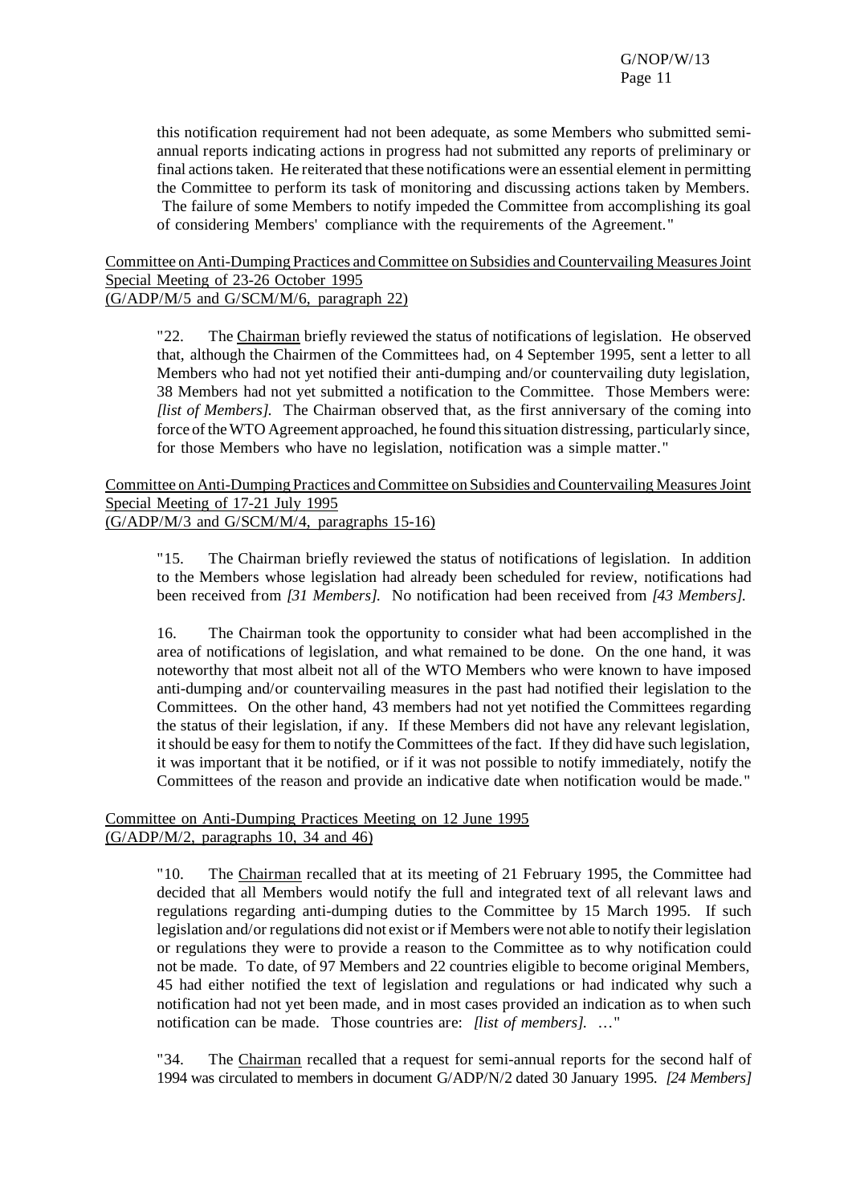this notification requirement had not been adequate, as some Members who submitted semi-annual reports indicating actions in progress had not submitted any reports of preliminary or final actions taken. He reiterated that these notifications were an essential element in permitting the Committee to perform its task of monitoring and discussing actions taken by Members. The failure of some Members to notify impeded the Committee from accomplishing its goal of considering Members' compliance with the requirements of the Agreement."

Committee on Anti-Dumping Practices and Committee on Subsidies and Countervailing Measures Joint Special Meeting of 23-26 October 1995
(G/ADP/M/5 and G/SCM/M/6, paragraph 22)

> "22. The Chairman briefly reviewed the status of notifications of legislation. He observed that, although the Chairmen of the Committees had, on 4 September 1995, sent a letter to all Members who had not yet notified their anti-dumping and/or countervailing duty legislation, 38 Members had not yet submitted a notification to the Committee. Those Members were: *[list of Members].* The Chairman observed that, as the first anniversary of the coming into force of the WTO Agreement approached, he found this situation distressing, particularly since, for those Members who have no legislation, notification was a simple matter."

Committee on Anti-Dumping Practices and Committee on Subsidies and Countervailing Measures Joint Special Meeting of 17-21 July 1995
(G/ADP/M/3 and G/SCM/M/4, paragraphs 15-16)

> "15. The Chairman briefly reviewed the status of notifications of legislation. In addition to the Members whose legislation had already been scheduled for review, notifications had been received from *[31 Members].* No notification had been received from *[43 Members].*
>
> 16. The Chairman took the opportunity to consider what had been accomplished in the area of notifications of legislation, and what remained to be done. On the one hand, it was noteworthy that most albeit not all of the WTO Members who were known to have imposed anti-dumping and/or countervailing measures in the past had notified their legislation to the Committees. On the other hand, 43 members had not yet notified the Committees regarding the status of their legislation, if any. If these Members did not have any relevant legislation, it should be easy for them to notify the Committees of the fact. If they did have such legislation, it was important that it be notified, or if it was not possible to notify immediately, notify the Committees of the reason and provide an indicative date when notification would be made."

Committee on Anti-Dumping Practices Meeting on 12 June 1995
(G/ADP/M/2, paragraphs 10, 34 and 46)

> "10. The Chairman recalled that at its meeting of 21 February 1995, the Committee had decided that all Members would notify the full and integrated text of all relevant laws and regulations regarding anti-dumping duties to the Committee by 15 March 1995. If such legislation and/or regulations did not exist or if Members were not able to notify their legislation or regulations they were to provide a reason to the Committee as to why notification could not be made. To date, of 97 Members and 22 countries eligible to become original Members, 45 had either notified the text of legislation and regulations or had indicated why such a notification had not yet been made, and in most cases provided an indication as to when such notification can be made. Those countries are: *[list of members].* …"
>
> "34. The Chairman recalled that a request for semi-annual reports for the second half of 1994 was circulated to members in document G/ADP/N/2 dated 30 January 1995. *[24 Members]*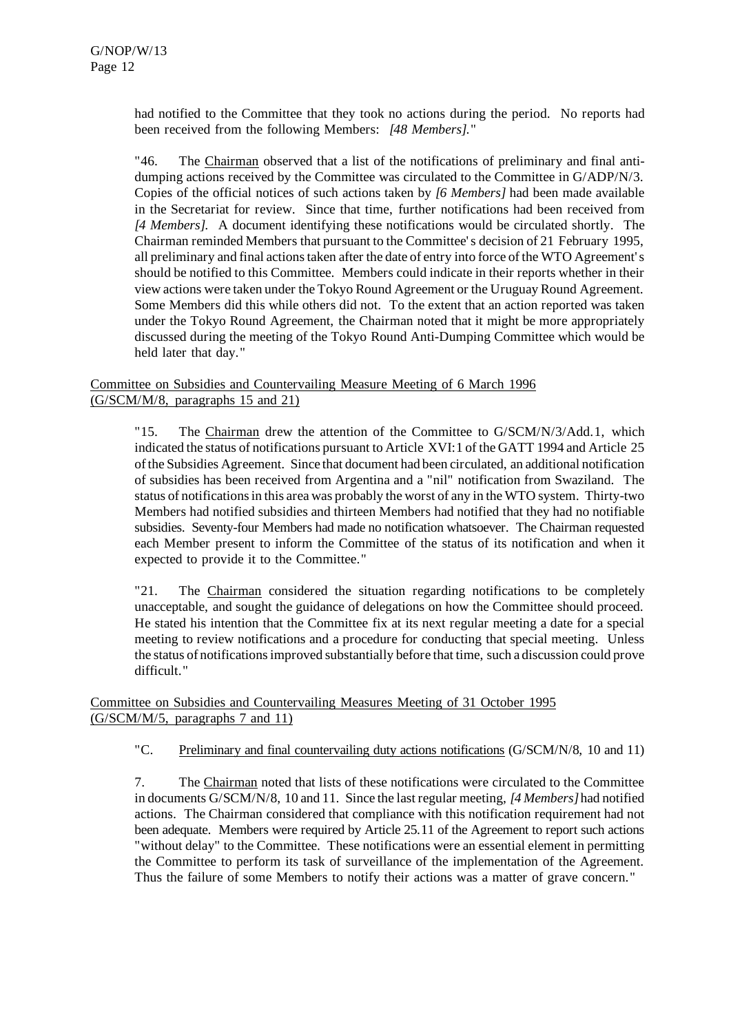had notified to the Committee that they took no actions during the period. No reports had been received from the following Members: *[48 Members].*"

"46. The Chairman observed that a list of the notifications of preliminary and final anti-dumping actions received by the Committee was circulated to the Committee in G/ADP/N/3. Copies of the official notices of such actions taken by *[6 Members]* had been made available in the Secretariat for review. Since that time, further notifications had been received from *[4 Members].* A document identifying these notifications would be circulated shortly. The Chairman reminded Members that pursuant to the Committee's decision of 21 February 1995, all preliminary and final actions taken after the date of entry into force of the WTO Agreement's should be notified to this Committee. Members could indicate in their reports whether in their view actions were taken under the Tokyo Round Agreement or the Uruguay Round Agreement. Some Members did this while others did not. To the extent that an action reported was taken under the Tokyo Round Agreement, the Chairman noted that it might be more appropriately discussed during the meeting of the Tokyo Round Anti-Dumping Committee which would be held later that day."

Committee on Subsidies and Countervailing Measure Meeting of 6 March 1996 (G/SCM/M/8, paragraphs 15 and 21)

"15. The Chairman drew the attention of the Committee to G/SCM/N/3/Add.1, which indicated the status of notifications pursuant to Article XVI:1 of the GATT 1994 and Article 25 of the Subsidies Agreement. Since that document had been circulated, an additional notification of subsidies has been received from Argentina and a "nil" notification from Swaziland. The status of notifications in this area was probably the worst of any in the WTO system. Thirty-two Members had notified subsidies and thirteen Members had notified that they had no notifiable subsidies. Seventy-four Members had made no notification whatsoever. The Chairman requested each Member present to inform the Committee of the status of its notification and when it expected to provide it to the Committee."

"21. The Chairman considered the situation regarding notifications to be completely unacceptable, and sought the guidance of delegations on how the Committee should proceed. He stated his intention that the Committee fix at its next regular meeting a date for a special meeting to review notifications and a procedure for conducting that special meeting. Unless the status of notifications improved substantially before that time, such a discussion could prove difficult."

Committee on Subsidies and Countervailing Measures Meeting of 31 October 1995 (G/SCM/M/5, paragraphs 7 and 11)

"C. Preliminary and final countervailing duty actions notifications (G/SCM/N/8, 10 and 11)

7. The Chairman noted that lists of these notifications were circulated to the Committee in documents G/SCM/N/8, 10 and 11. Since the last regular meeting, *[4 Members]* had notified actions. The Chairman considered that compliance with this notification requirement had not been adequate. Members were required by Article 25.11 of the Agreement to report such actions "without delay" to the Committee. These notifications were an essential element in permitting the Committee to perform its task of surveillance of the implementation of the Agreement. Thus the failure of some Members to notify their actions was a matter of grave concern."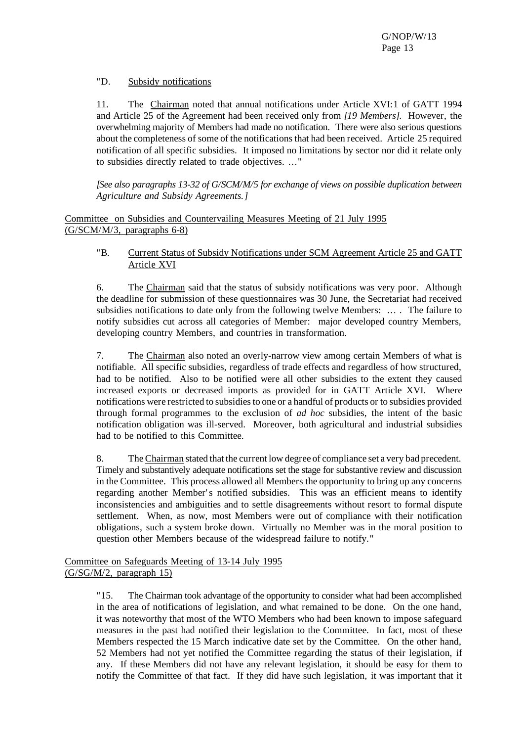"D. Subsidy notifications

11. The Chairman noted that annual notifications under Article XVI:1 of GATT 1994 and Article 25 of the Agreement had been received only from *[19 Members]*. However, the overwhelming majority of Members had made no notification. There were also serious questions about the completeness of some of the notifications that had been received. Article 25 required notification of all specific subsidies. It imposed no limitations by sector nor did it relate only to subsidies directly related to trade objectives. …"

*[See also paragraphs 13-32 of G/SCM/M/5 for exchange of views on possible duplication between Agriculture and Subsidy Agreements.]*

Committee on Subsidies and Countervailing Measures Meeting of 21 July 1995 (G/SCM/M/3, paragraphs 6-8)

"B. Current Status of Subsidy Notifications under SCM Agreement Article 25 and GATT Article XVI

6. The Chairman said that the status of subsidy notifications was very poor. Although the deadline for submission of these questionnaires was 30 June, the Secretariat had received subsidies notifications to date only from the following twelve Members: … . The failure to notify subsidies cut across all categories of Member: major developed country Members, developing country Members, and countries in transformation.

7. The Chairman also noted an overly-narrow view among certain Members of what is notifiable. All specific subsidies, regardless of trade effects and regardless of how structured, had to be notified. Also to be notified were all other subsidies to the extent they caused increased exports or decreased imports as provided for in GATT Article XVI. Where notifications were restricted to subsidies to one or a handful of products or to subsidies provided through formal programmes to the exclusion of *ad hoc* subsidies, the intent of the basic notification obligation was ill-served. Moreover, both agricultural and industrial subsidies had to be notified to this Committee.

8. The Chairman stated that the current low degree of compliance set a very bad precedent. Timely and substantively adequate notifications set the stage for substantive review and discussion in the Committee. This process allowed all Members the opportunity to bring up any concerns regarding another Member's notified subsidies. This was an efficient means to identify inconsistencies and ambiguities and to settle disagreements without resort to formal dispute settlement. When, as now, most Members were out of compliance with their notification obligations, such a system broke down. Virtually no Member was in the moral position to question other Members because of the widespread failure to notify."

Committee on Safeguards Meeting of 13-14 July 1995 (G/SG/M/2, paragraph 15)

"15. The Chairman took advantage of the opportunity to consider what had been accomplished in the area of notifications of legislation, and what remained to be done. On the one hand, it was noteworthy that most of the WTO Members who had been known to impose safeguard measures in the past had notified their legislation to the Committee. In fact, most of these Members respected the 15 March indicative date set by the Committee. On the other hand, 52 Members had not yet notified the Committee regarding the status of their legislation, if any. If these Members did not have any relevant legislation, it should be easy for them to notify the Committee of that fact. If they did have such legislation, it was important that it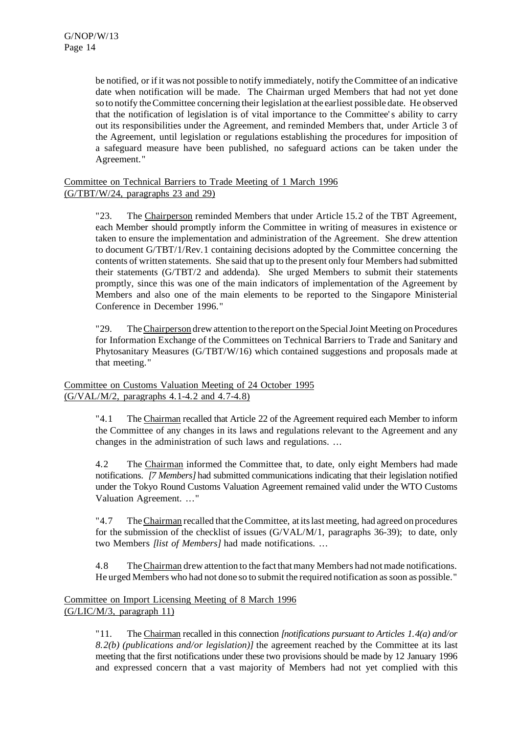be notified, or if it was not possible to notify immediately, notify the Committee of an indicative date when notification will be made. The Chairman urged Members that had not yet done so to notify the Committee concerning their legislation at the earliest possible date. He observed that the notification of legislation is of vital importance to the Committee's ability to carry out its responsibilities under the Agreement, and reminded Members that, under Article 3 of the Agreement, until legislation or regulations establishing the procedures for imposition of a safeguard measure have been published, no safeguard actions can be taken under the Agreement."

<u>Committee on Technical Barriers to Trade Meeting of 1 March 1996</u>
<u>(G/TBT/W/24, paragraphs 23 and 29)</u>

"23. The <u>Chairperson</u> reminded Members that under Article 15.2 of the TBT Agreement, each Member should promptly inform the Committee in writing of measures in existence or taken to ensure the implementation and administration of the Agreement. She drew attention to document G/TBT/1/Rev.1 containing decisions adopted by the Committee concerning the contents of written statements. She said that up to the present only four Members had submitted their statements (G/TBT/2 and addenda). She urged Members to submit their statements promptly, since this was one of the main indicators of implementation of the Agreement by Members and also one of the main elements to be reported to the Singapore Ministerial Conference in December 1996."

"29. The <u>Chairperson</u> drew attention to the report on the Special Joint Meeting on Procedures for Information Exchange of the Committees on Technical Barriers to Trade and Sanitary and Phytosanitary Measures (G/TBT/W/16) which contained suggestions and proposals made at that meeting."

<u>Committee on Customs Valuation Meeting of 24 October 1995</u>
<u>(G/VAL/M/2, paragraphs 4.1-4.2 and 4.7-4.8)</u>

"4.1 The <u>Chairman</u> recalled that Article 22 of the Agreement required each Member to inform the Committee of any changes in its laws and regulations relevant to the Agreement and any changes in the administration of such laws and regulations. …

4.2 The <u>Chairman</u> informed the Committee that, to date, only eight Members had made notifications. *[7 Members]* had submitted communications indicating that their legislation notified under the Tokyo Round Customs Valuation Agreement remained valid under the WTO Customs Valuation Agreement. …"

"4.7 The <u>Chairman</u> recalled that the Committee, at its last meeting, had agreed on procedures for the submission of the checklist of issues (G/VAL/M/1, paragraphs 36-39); to date, only two Members *[list of Members]* had made notifications. …

4.8 The <u>Chairman</u> drew attention to the fact that many Members had not made notifications. He urged Members who had not done so to submit the required notification as soon as possible."

<u>Committee on Import Licensing Meeting of 8 March 1996</u>
<u>(G/LIC/M/3, paragraph 11)</u>

"11. The <u>Chairman</u> recalled in this connection *[notifications pursuant to Articles 1.4(a) and/or 8.2(b) (publications and/or legislation)]* the agreement reached by the Committee at its last meeting that the first notifications under these two provisions should be made by 12 January 1996 and expressed concern that a vast majority of Members had not yet complied with this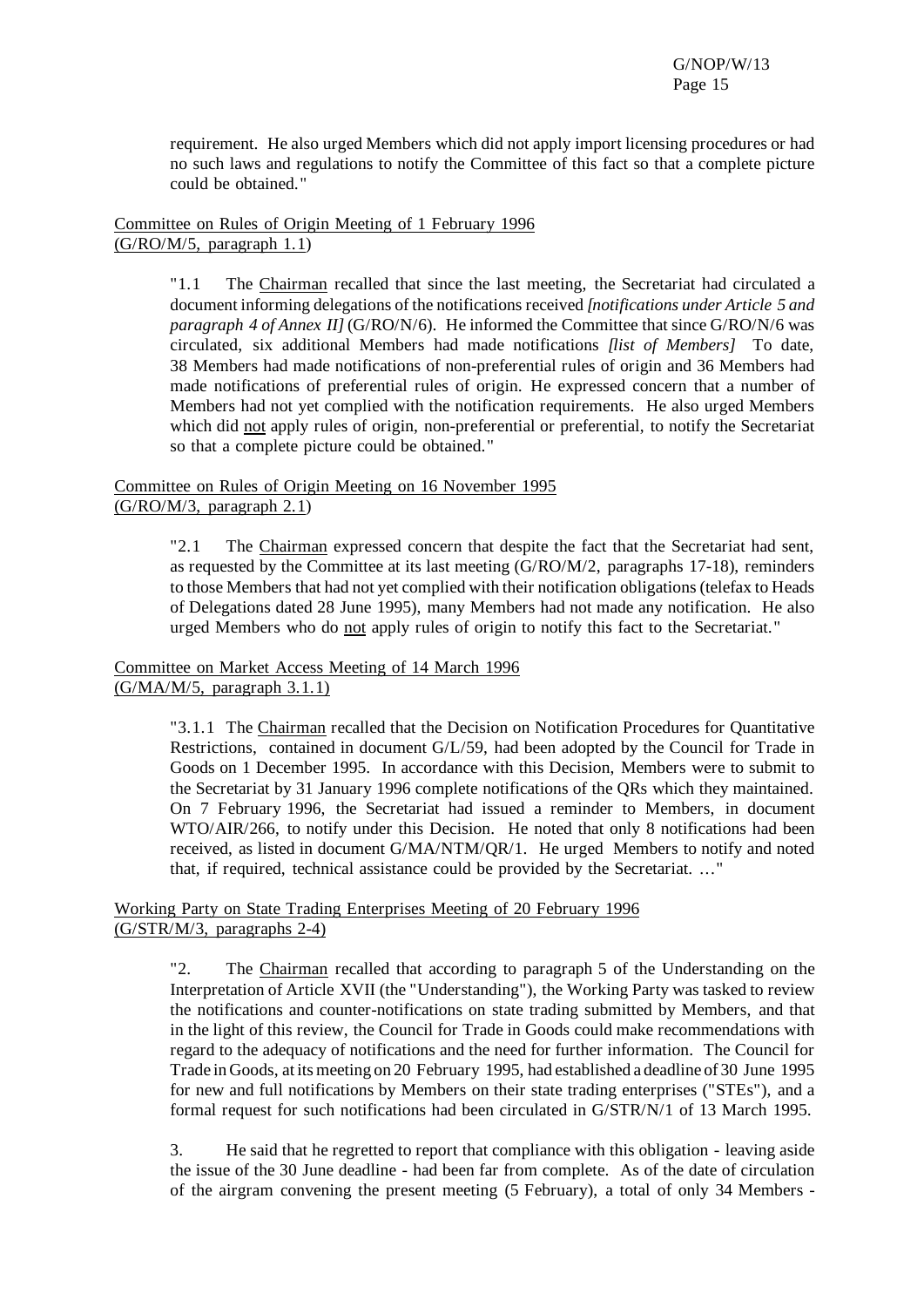requirement. He also urged Members which did not apply import licensing procedures or had no such laws and regulations to notify the Committee of this fact so that a complete picture could be obtained."

Committee on Rules of Origin Meeting of 1 February 1996
(G/RO/M/5, paragraph 1.1)

> "1.1 The Chairman recalled that since the last meeting, the Secretariat had circulated a document informing delegations of the notifications received *[notifications under Article 5 and paragraph 4 of Annex II]* (G/RO/N/6). He informed the Committee that since G/RO/N/6 was circulated, six additional Members had made notifications *[list of Members]* To date, 38 Members had made notifications of non-preferential rules of origin and 36 Members had made notifications of preferential rules of origin. He expressed concern that a number of Members had not yet complied with the notification requirements. He also urged Members which did not apply rules of origin, non-preferential or preferential, to notify the Secretariat so that a complete picture could be obtained."

Committee on Rules of Origin Meeting on 16 November 1995
(G/RO/M/3, paragraph 2.1)

> "2.1 The Chairman expressed concern that despite the fact that the Secretariat had sent, as requested by the Committee at its last meeting (G/RO/M/2, paragraphs 17-18), reminders to those Members that had not yet complied with their notification obligations (telefax to Heads of Delegations dated 28 June 1995), many Members had not made any notification. He also urged Members who do not apply rules of origin to notify this fact to the Secretariat."

Committee on Market Access Meeting of 14 March 1996
(G/MA/M/5, paragraph 3.1.1)

> "3.1.1 The Chairman recalled that the Decision on Notification Procedures for Quantitative Restrictions, contained in document G/L/59, had been adopted by the Council for Trade in Goods on 1 December 1995. In accordance with this Decision, Members were to submit to the Secretariat by 31 January 1996 complete notifications of the QRs which they maintained. On 7 February 1996, the Secretariat had issued a reminder to Members, in document WTO/AIR/266, to notify under this Decision. He noted that only 8 notifications had been received, as listed in document G/MA/NTM/QR/1. He urged Members to notify and noted that, if required, technical assistance could be provided by the Secretariat. …"

Working Party on State Trading Enterprises Meeting of 20 February 1996
(G/STR/M/3, paragraphs 2-4)

> "2. The Chairman recalled that according to paragraph 5 of the Understanding on the Interpretation of Article XVII (the "Understanding"), the Working Party was tasked to review the notifications and counter-notifications on state trading submitted by Members, and that in the light of this review, the Council for Trade in Goods could make recommendations with regard to the adequacy of notifications and the need for further information. The Council for Trade in Goods, at its meeting on 20 February 1995, had established a deadline of 30 June 1995 for new and full notifications by Members on their state trading enterprises ("STEs"), and a formal request for such notifications had been circulated in G/STR/N/1 of 13 March 1995.
>
> 3. He said that he regretted to report that compliance with this obligation - leaving aside the issue of the 30 June deadline - had been far from complete. As of the date of circulation of the airgram convening the present meeting (5 February), a total of only 34 Members -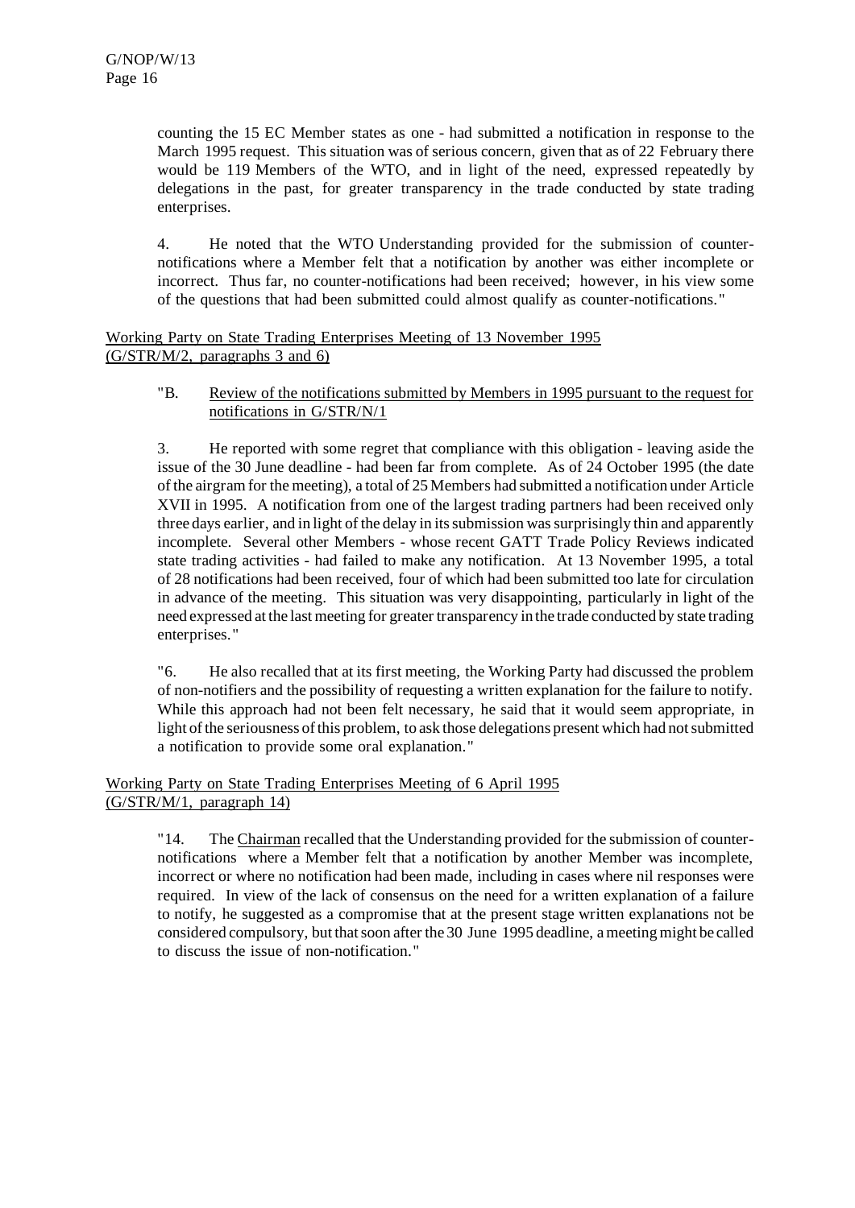counting the 15 EC Member states as one - had submitted a notification in response to the March 1995 request. This situation was of serious concern, given that as of 22 February there would be 119 Members of the WTO, and in light of the need, expressed repeatedly by delegations in the past, for greater transparency in the trade conducted by state trading enterprises.

4. He noted that the WTO Understanding provided for the submission of counter-notifications where a Member felt that a notification by another was either incomplete or incorrect. Thus far, no counter-notifications had been received; however, in his view some of the questions that had been submitted could almost qualify as counter-notifications."

<u>Working Party on State Trading Enterprises Meeting of 13 November 1995 (G/STR/M/2, paragraphs 3 and 6)</u>

"B. <u>Review of the notifications submitted by Members in 1995 pursuant to the request for notifications in G/STR/N/1</u>

3. He reported with some regret that compliance with this obligation - leaving aside the issue of the 30 June deadline - had been far from complete. As of 24 October 1995 (the date of the airgram for the meeting), a total of 25 Members had submitted a notification under Article XVII in 1995. A notification from one of the largest trading partners had been received only three days earlier, and in light of the delay in its submission was surprisingly thin and apparently incomplete. Several other Members - whose recent GATT Trade Policy Reviews indicated state trading activities - had failed to make any notification. At 13 November 1995, a total of 28 notifications had been received, four of which had been submitted too late for circulation in advance of the meeting. This situation was very disappointing, particularly in light of the need expressed at the last meeting for greater transparency in the trade conducted by state trading enterprises."

"6. He also recalled that at its first meeting, the Working Party had discussed the problem of non-notifiers and the possibility of requesting a written explanation for the failure to notify. While this approach had not been felt necessary, he said that it would seem appropriate, in light of the seriousness of this problem, to ask those delegations present which had not submitted a notification to provide some oral explanation."

<u>Working Party on State Trading Enterprises Meeting of 6 April 1995 (G/STR/M/1, paragraph 14)</u>

"14. The <u>Chairman</u> recalled that the Understanding provided for the submission of counter-notifications where a Member felt that a notification by another Member was incomplete, incorrect or where no notification had been made, including in cases where nil responses were required. In view of the lack of consensus on the need for a written explanation of a failure to notify, he suggested as a compromise that at the present stage written explanations not be considered compulsory, but that soon after the 30 June 1995 deadline, a meeting might be called to discuss the issue of non-notification."